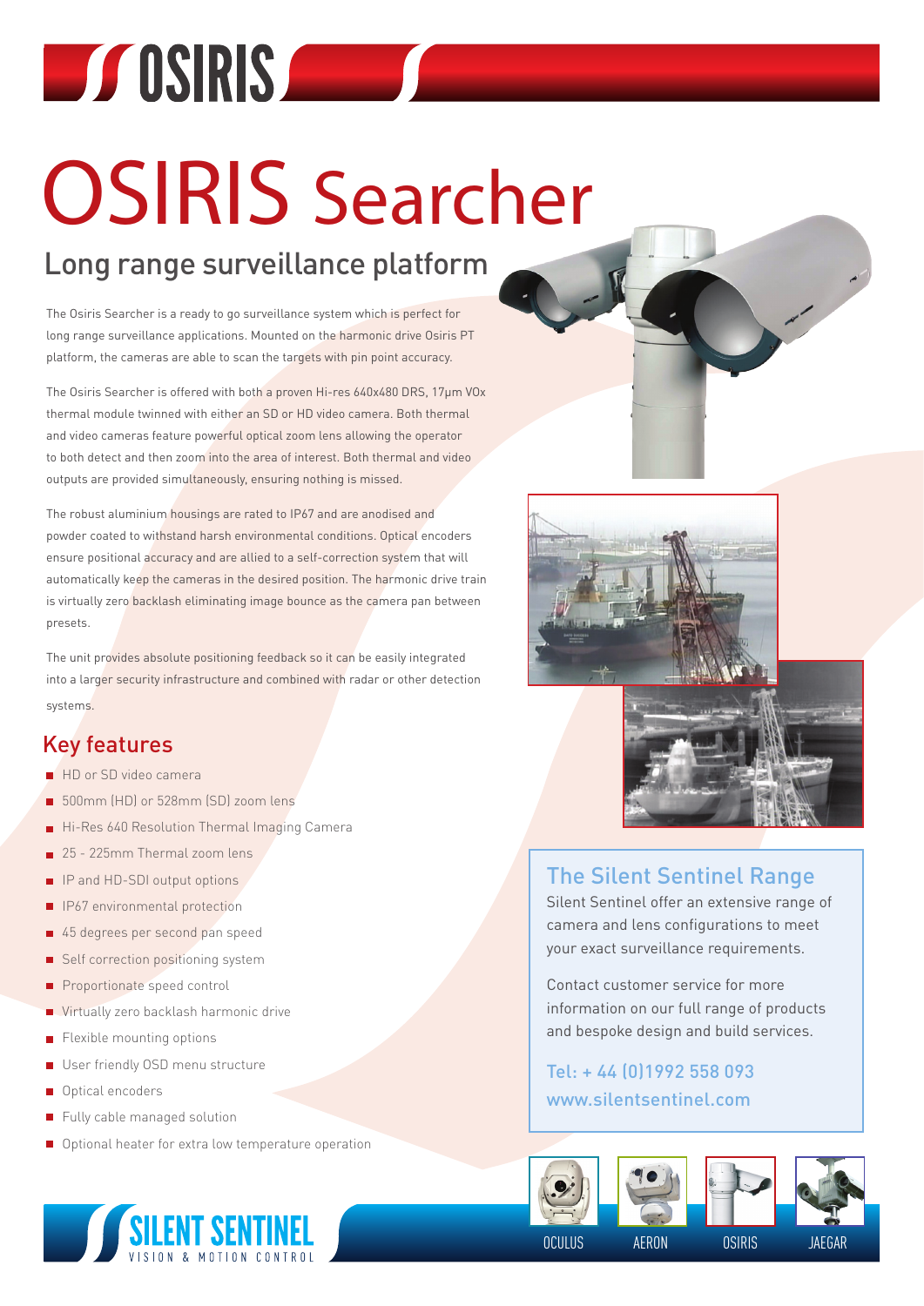# OSIRIS Searcher

## Long range surveillance platform

The Osiris Searcher is a ready to go surveillance system which is perfect for long range surveillance applications. Mounted on the harmonic drive Osiris PT platform, the cameras are able to scan the targets with pin point accuracy.

The Osiris Searcher is offered with both a proven Hi-res 640x480 DRS, 17μm VOx thermal module twinned with either an SD or HD video camera. Both thermal and video cameras feature powerful optical zoom lens allowing the operator to both detect and then zoom into the area of interest. Both thermal and video outputs are provided simultaneously, ensuring nothing is missed.

The robust aluminium housings are rated to IP67 and are anodised and powder coated to withstand harsh environmental conditions. Optical encoders ensure positional accuracy and are allied to a self-correction system that will automatically keep the cameras in the desired position. The harmonic drive train is virtually zero backlash eliminating image bounce as the camera pan between presets.

The unit provides absolute positioning feedback so it can be easily integrated into a larger security infrastructure and combined with radar or other detection systems.

## Key features

- HD or SD video camera
- 500mm (HD) or 528mm (SD) zoom lens
- Hi-Res 640 Resolution Thermal Imaging Camera
- 25 - 225mm Thermal zoom lens
- IP and HD-SDI output options
- IP67 environmental protection
- 45 degrees per second pan speed
- Self correction positioning system
- Proportionate speed control
- Virtually zero backlash harmonic drive
- Flexible mounting options
- User friendly OSD menu structure
- Optical encoders
- Fully cable managed solution
- Optional heater for extra low temperature operation

## The Silent Sentinel Range

Silent Sentinel offer an extensive range of camera and lens configurations to meet your exact surveillance requirements.

Contact customer service for more information on our full range of products and bespoke design and build services.

Tel: + 44 (0)1992 558 093
www.silentsentinel.com

OCULUS AERON OSIRIS JAEGAR

SILENT SENTINEL
VISION & MOTION CONTROL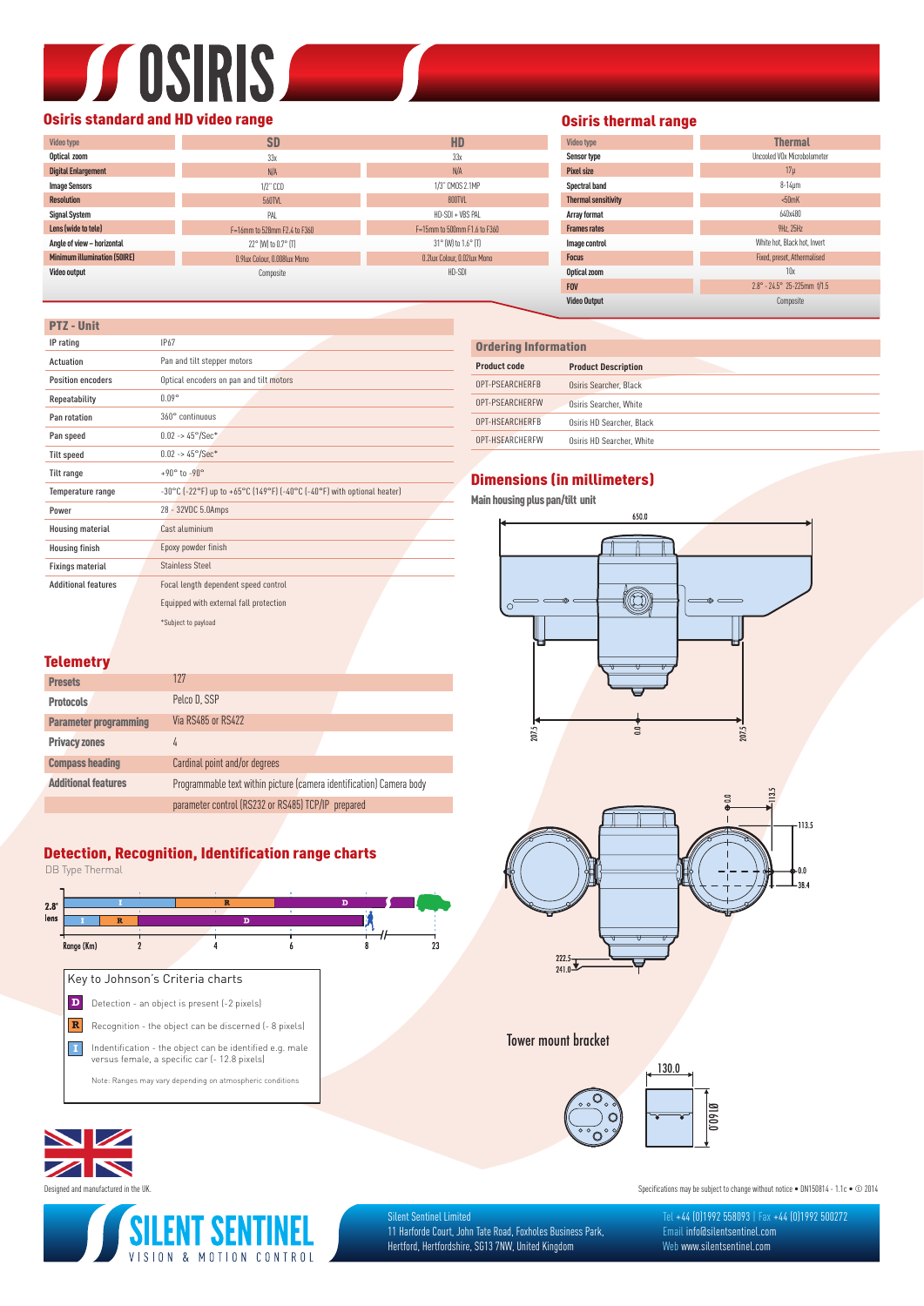# OSIRIS

## Osiris standard and HD video range

| Video type | SD | HD |
|---|---|---|
| Optical zoom | 33x | 33x |
| Digital Enlargement | N/A | N/A |
| Image Sensors | 1/2" CCD | 1/3" CMOS 2.1MP |
| Resolution | 560TVL | 800TVL |
| Signal System | PAL | HD-SDI + VBS PAL |
| Lens (wide to tele) | F=16mm to 528mm F2.4 to F360 | F=15mm to 500mm F1.6 to F360 |
| Angle of view – horizontal | 22° (W) to 0.7° (T) | 31° (W) to 1.6° (T) |
| Minimum illumination (50IRE) | 0.9lux Colour, 0.008lux Mono | 0.2lux Colour, 0.02lux Mono |
| Video output | Composite | HD-SDI |

## Osiris thermal range

| Video type | Thermal |
|---|---|
| Sensor type | Uncooled VOx Microbolometer |
| Pixel size | 17μ |
| Spectral band | 8-14μm |
| Thermal sensitivity | <50mK |
| Array format | 640x480 |
| Frames rates | 9Hz, 25Hz |
| Image control | White hot, Black hot, Invert |
| Focus | Fixed, preset, Athermalised |
| Optical zoom | 10x |
| FOV | 2.8° - 24.5° 25-225mm f/1.5 |
| Video Output | Composite |

## PTZ - Unit

| | |
|---|---|
| IP rating | IP67 |
| Actuation | Pan and tilt stepper motors |
| Position encoders | Optical encoders on pan and tilt motors |
| Repeatability | 0.09° |
| Pan rotation | 360° continuous |
| Pan speed | 0.02 -> 45°/Sec* |
| Tilt speed | 0.02 -> 45°/Sec* |
| Tilt range | +90° to -90° |
| Temperature range | -30°C (-22°F) up to +65°C (149°F) (-40°C (-40°F) with optional heater) |
| Power | 28 - 32VDC 5.0Amps |
| Housing material | Cast aluminium |
| Housing finish | Epoxy powder finish |
| Fixings material | Stainless Steel |
| Additional features | Focal length dependent speed control |
| | Equipped with external fall protection |

*Subject to payload

## Ordering Information

| Product code | Product Description |
|---|---|
| OPT-PSEARCHERFB | Osiris Searcher, Black |
| OPT-PSEARCHERFW | Osiris Searcher, White |
| OPT-HSEARCHERFB | Osiris HD Searcher, Black |
| OPT-HSEARCHERFW | Osiris HD Searcher, White |

## Telemetry

| | |
|---|---|
| Presets | 127 |
| Protocols | Pelco D, SSP |
| Parameter programming | Via RS485 or RS422 |
| Privacy zones | 4 |
| Compass heading | Cardinal point and/or degrees |
| Additional features | Programmable text within picture (camera identification) Camera body parameter control (RS232 or RS485) TCP/IP prepared |

## Dimensions (in millimeters)

Main housing plus pan/tilt unit

650.0

207.5

0.0

207.5

0.0

113.5

113.5

0.0

38.4

222.5

241.0

Tower mount bracket

130.0

Ø100

## Detection, Recognition, Identification range charts

DB Type Thermal

2.8° lens

I R D

I R D

Range (Km) 2 4 6 8 23

Key to Johnson's Criteria charts

- D Detection - an object is present (-2 pixels)
- R Recognition - the object can be discerned (- 8 pixels)
- I Indentification - the object can be identified e.g. male versus female, a specific car (- 12.8 pixels)

Note: Ranges may vary depending on atmospheric conditions

Designed and manufactured in the UK.

Specifications may be subject to change without notice • DN150814 - 1.1c • © 2014

SILENT SENTINEL
VISION & MOTION CONTROL

Silent Sentinel Limited
11 Harforde Court, John Tate Road, Foxholes Business Park,
Hertford, Hertfordshire, SG13 7NW, United Kingdom

Tel +44 (0)1992 558093 | Fax +44 (0)1992 500272
Email info@silentsentinel.com
Web www.silentsentinel.com